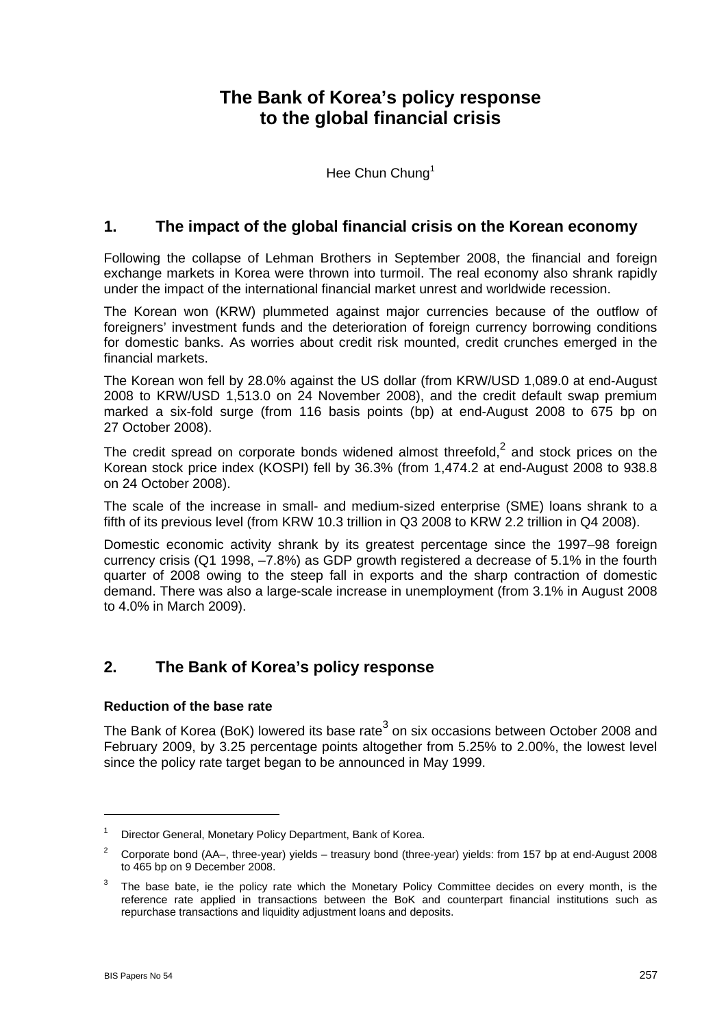# The Bank of Korea's policy response to the global financial crisis

Hee Chun Chung[1]

## 1. The impact of the global financial crisis on the Korean economy

Following the collapse of Lehman Brothers in September 2008, the financial and foreign exchange markets in Korea were thrown into turmoil. The real economy also shrank rapidly under the impact of the international financial market unrest and worldwide recession.

The Korean won (KRW) plummeted against major currencies because of the outflow of foreigners' investment funds and the deterioration of foreign currency borrowing conditions for domestic banks. As worries about credit risk mounted, credit crunches emerged in the financial markets.

The Korean won fell by 28.0% against the US dollar (from KRW/USD 1,089.0 at end-August 2008 to KRW/USD 1,513.0 on 24 November 2008), and the credit default swap premium marked a six-fold surge (from 116 basis points (bp) at end-August 2008 to 675 bp on 27 October 2008).

The credit spread on corporate bonds widened almost threefold,[2] and stock prices on the Korean stock price index (KOSPI) fell by 36.3% (from 1,474.2 at end-August 2008 to 938.8 on 24 October 2008).

The scale of the increase in small- and medium-sized enterprise (SME) loans shrank to a fifth of its previous level (from KRW 10.3 trillion in Q3 2008 to KRW 2.2 trillion in Q4 2008).

Domestic economic activity shrank by its greatest percentage since the 1997–98 foreign currency crisis (Q1 1998, –7.8%) as GDP growth registered a decrease of 5.1% in the fourth quarter of 2008 owing to the steep fall in exports and the sharp contraction of domestic demand. There was also a large-scale increase in unemployment (from 3.1% in August 2008 to 4.0% in March 2009).

## 2. The Bank of Korea's policy response

### Reduction of the base rate

The Bank of Korea (BoK) lowered its base rate[3] on six occasions between October 2008 and February 2009, by 3.25 percentage points altogether from 5.25% to 2.00%, the lowest level since the policy rate target began to be announced in May 1999.

---

[1] Director General, Monetary Policy Department, Bank of Korea.

[2] Corporate bond (AA–, three-year) yields – treasury bond (three-year) yields: from 157 bp at end-August 2008 to 465 bp on 9 December 2008.

[3] The base bate, ie the policy rate which the Monetary Policy Committee decides on every month, is the reference rate applied in transactions between the BoK and counterpart financial institutions such as repurchase transactions and liquidity adjustment loans and deposits.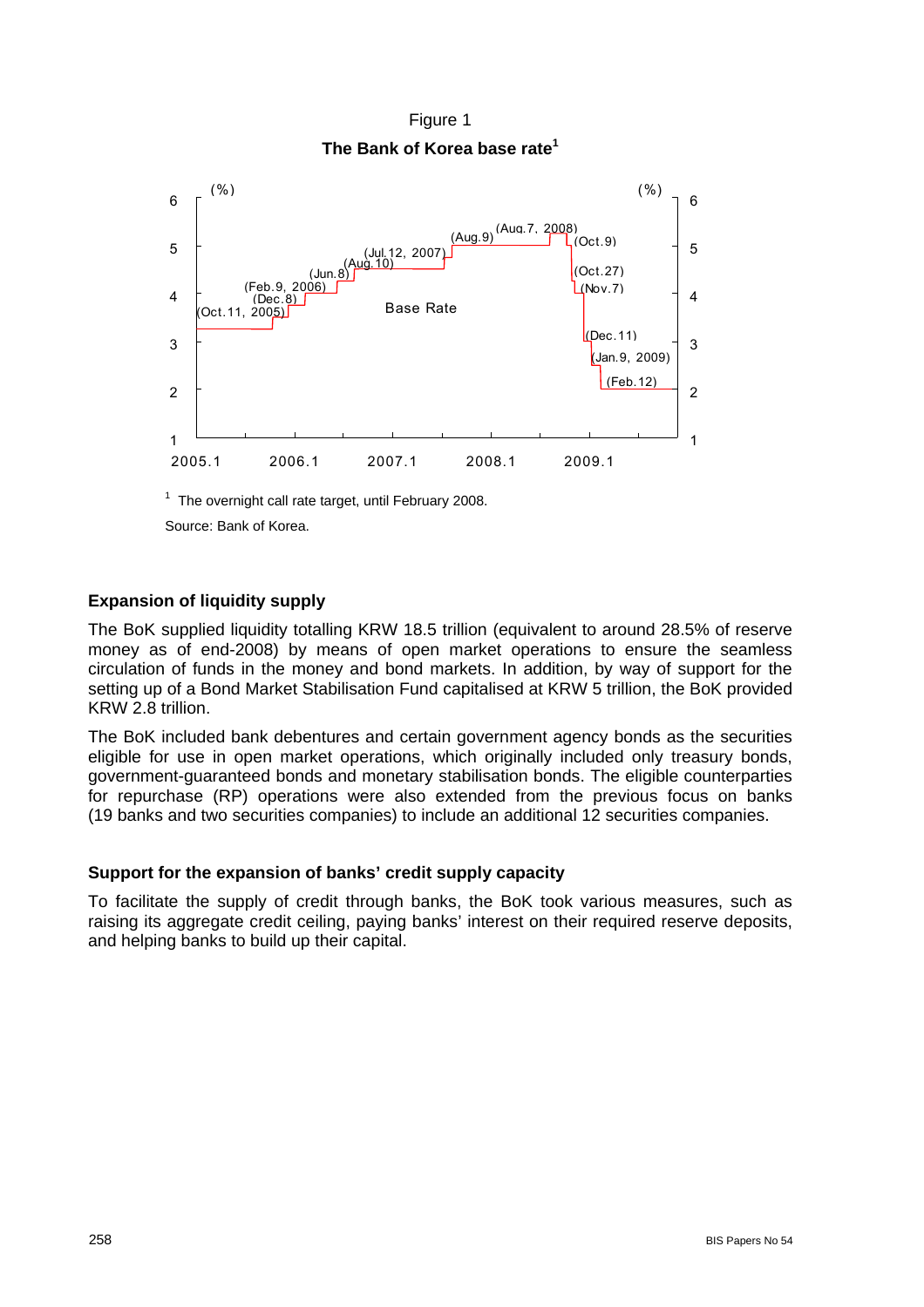Figure 1

**The Bank of Korea base rate[1]**

[1] The overnight call rate target, until February 2008.

Source: Bank of Korea.

### Expansion of liquidity supply

The BoK supplied liquidity totalling KRW 18.5 trillion (equivalent to around 28.5% of reserve money as of end-2008) by means of open market operations to ensure the seamless circulation of funds in the money and bond markets. In addition, by way of support for the setting up of a Bond Market Stabilisation Fund capitalised at KRW 5 trillion, the BoK provided KRW 2.8 trillion.

The BoK included bank debentures and certain government agency bonds as the securities eligible for use in open market operations, which originally included only treasury bonds, government-guaranteed bonds and monetary stabilisation bonds. The eligible counterparties for repurchase (RP) operations were also extended from the previous focus on banks (19 banks and two securities companies) to include an additional 12 securities companies.

### Support for the expansion of banks' credit supply capacity

To facilitate the supply of credit through banks, the BoK took various measures, such as raising its aggregate credit ceiling, paying banks' interest on their required reserve deposits, and helping banks to build up their capital.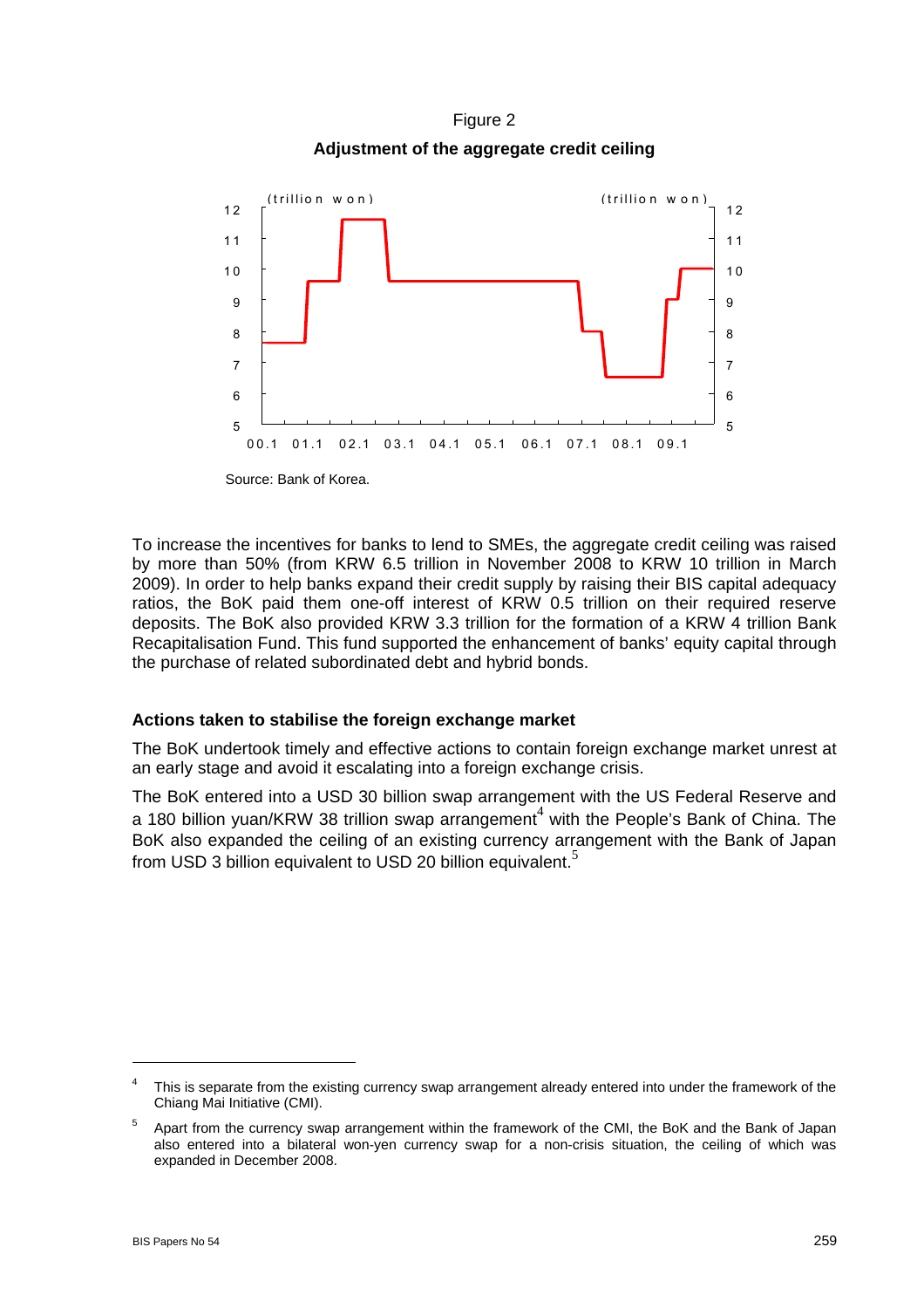Figure 2

**Adjustment of the aggregate credit ceiling**

Source: Bank of Korea.

To increase the incentives for banks to lend to SMEs, the aggregate credit ceiling was raised by more than 50% (from KRW 6.5 trillion in November 2008 to KRW 10 trillion in March 2009). In order to help banks expand their credit supply by raising their BIS capital adequacy ratios, the BoK paid them one-off interest of KRW 0.5 trillion on their required reserve deposits. The BoK also provided KRW 3.3 trillion for the formation of a KRW 4 trillion Bank Recapitalisation Fund. This fund supported the enhancement of banks' equity capital through the purchase of related subordinated debt and hybrid bonds.

### Actions taken to stabilise the foreign exchange market

The BoK undertook timely and effective actions to contain foreign exchange market unrest at an early stage and avoid it escalating into a foreign exchange crisis.

The BoK entered into a USD 30 billion swap arrangement with the US Federal Reserve and a 180 billion yuan/KRW 38 trillion swap arrangement[4] with the People's Bank of China. The BoK also expanded the ceiling of an existing currency arrangement with the Bank of Japan from USD 3 billion equivalent to USD 20 billion equivalent.[5]

---

[4] This is separate from the existing currency swap arrangement already entered into under the framework of the Chiang Mai Initiative (CMI).

[5] Apart from the currency swap arrangement within the framework of the CMI, the BoK and the Bank of Japan also entered into a bilateral won-yen currency swap for a non-crisis situation, the ceiling of which was expanded in December 2008.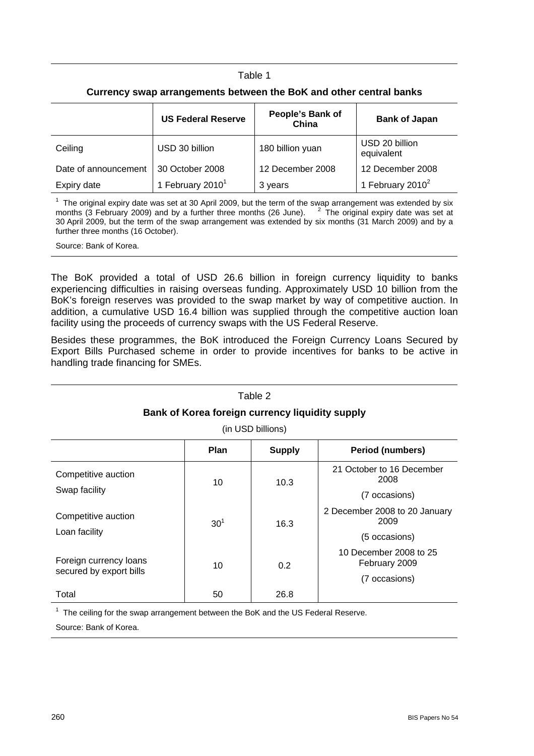Table 1

**Currency swap arrangements between the BoK and other central banks**

| | US Federal Reserve | People's Bank of China | Bank of Japan |
|---|---|---|---|
| Ceiling | USD 30 billion | 180 billion yuan | USD 20 billion equivalent |
| Date of announcement | 30 October 2008 | 12 December 2008 | 12 December 2008 |
| Expiry date | 1 February 2010[1] | 3 years | 1 February 2010[2] |

[1] The original expiry date was set at 30 April 2009, but the term of the swap arrangement was extended by six months (3 February 2009) and by a further three months (26 June). [2] The original expiry date was set at 30 April 2009, but the term of the swap arrangement was extended by six months (31 March 2009) and by a further three months (16 October).

Source: Bank of Korea.

The BoK provided a total of USD 26.6 billion in foreign currency liquidity to banks experiencing difficulties in raising overseas funding. Approximately USD 10 billion from the BoK's foreign reserves was provided to the swap market by way of competitive auction. In addition, a cumulative USD 16.4 billion was supplied through the competitive auction loan facility using the proceeds of currency swaps with the US Federal Reserve.

Besides these programmes, the BoK introduced the Foreign Currency Loans Secured by Export Bills Purchased scheme in order to provide incentives for banks to be active in handling trade financing for SMEs.

Table 2

**Bank of Korea foreign currency liquidity supply**

(in USD billions)

| | Plan | Supply | Period (numbers) |
|---|---|---|---|
| Competitive auction Swap facility | 10 | 10.3 | 21 October to 16 December 2008 (7 occasions) |
| Competitive auction Loan facility | 30[1] | 16.3 | 2 December 2008 to 20 January 2009 (5 occasions) |
| Foreign currency loans secured by export bills | 10 | 0.2 | 10 December 2008 to 25 February 2009 (7 occasions) |
| Total | 50 | 26.8 | |

[1] The ceiling for the swap arrangement between the BoK and the US Federal Reserve.

Source: Bank of Korea.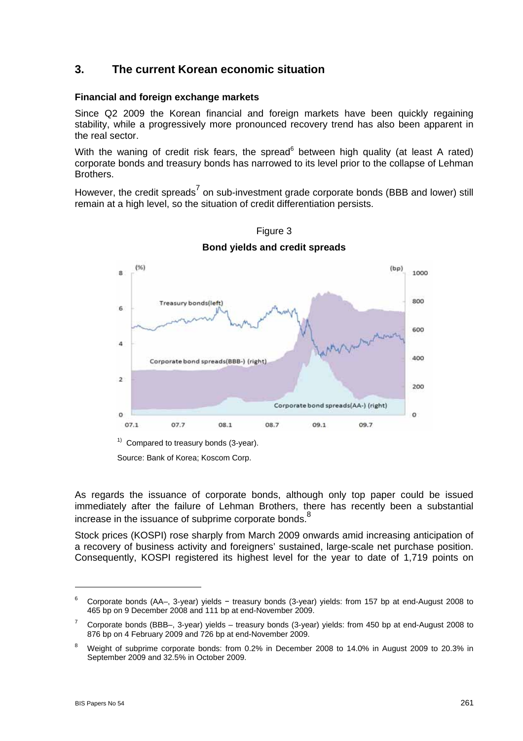## 3. The current Korean economic situation

### Financial and foreign exchange markets

Since Q2 2009 the Korean financial and foreign markets have been quickly regaining stability, while a progressively more pronounced recovery trend has also been apparent in the real sector.

With the waning of credit risk fears, the spread[6] between high quality (at least A rated) corporate bonds and treasury bonds has narrowed to its level prior to the collapse of Lehman Brothers.

However, the credit spreads[7] on sub-investment grade corporate bonds (BBB and lower) still remain at a high level, so the situation of credit differentiation persists.

Figure 3

**Bond yields and credit spreads**

[1] Compared to treasury bonds (3-year).

Source: Bank of Korea; Koscom Corp.

As regards the issuance of corporate bonds, although only top paper could be issued immediately after the failure of Lehman Brothers, there has recently been a substantial increase in the issuance of subprime corporate bonds.[8]

Stock prices (KOSPI) rose sharply from March 2009 onwards amid increasing anticipation of a recovery of business activity and foreigners' sustained, large-scale net purchase position. Consequently, KOSPI registered its highest level for the year to date of 1,719 points on

---

[6] Corporate bonds (AA–, 3-year) yields − treasury bonds (3-year) yields: from 157 bp at end-August 2008 to 465 bp on 9 December 2008 and 111 bp at end-November 2009.

[7] Corporate bonds (BBB–, 3-year) yields – treasury bonds (3-year) yields: from 450 bp at end-August 2008 to 876 bp on 4 February 2009 and 726 bp at end-November 2009.

[8] Weight of subprime corporate bonds: from 0.2% in December 2008 to 14.0% in August 2009 to 20.3% in September 2009 and 32.5% in October 2009.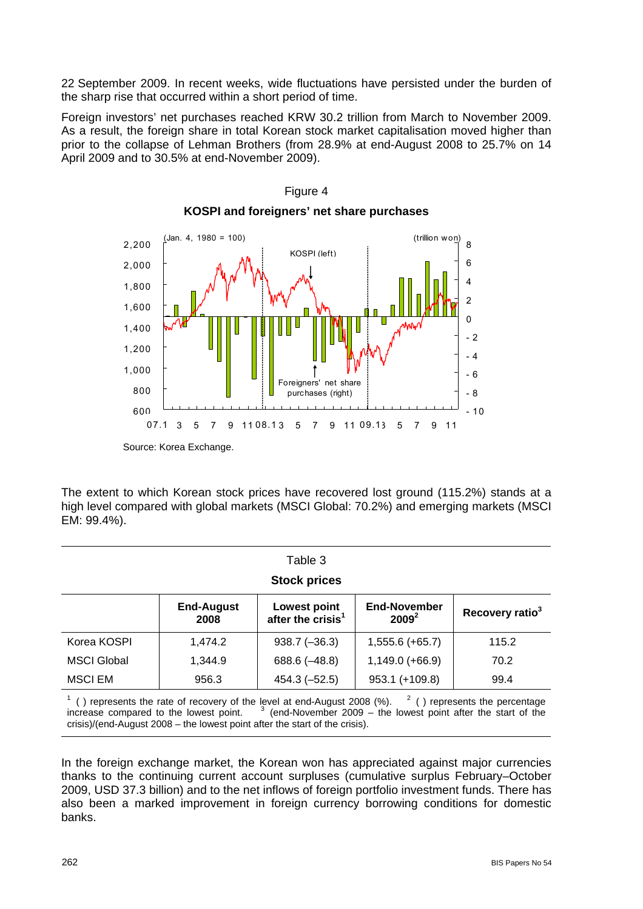22 September 2009. In recent weeks, wide fluctuations have persisted under the burden of the sharp rise that occurred within a short period of time.

Foreign investors' net purchases reached KRW 30.2 trillion from March to November 2009. As a result, the foreign share in total Korean stock market capitalisation moved higher than prior to the collapse of Lehman Brothers (from 28.9% at end-August 2008 to 25.7% on 14 April 2009 and to 30.5% at end-November 2009).

Figure 4

**KOSPI and foreigners' net share purchases**

Source: Korea Exchange.

The extent to which Korean stock prices have recovered lost ground (115.2%) stands at a high level compared with global markets (MSCI Global: 70.2%) and emerging markets (MSCI EM: 99.4%).

Table 3

**Stock prices**

| | End-August 2008 | Lowest point after the crisis[1] | End-November 2009[2] | Recovery ratio[3] |
|---|---|---|---|---|
| Korea KOSPI | 1,474.2 | 938.7 (–36.3) | 1,555.6 (+65.7) | 115.2 |
| MSCI Global | 1,344.9 | 688.6 (–48.8) | 1,149.0 (+66.9) | 70.2 |
| MSCI EM | 956.3 | 454.3 (–52.5) | 953.1 (+109.8) | 99.4 |

[1] ( ) represents the rate of recovery of the level at end-August 2008 (%). [2] ( ) represents the percentage increase compared to the lowest point. [3] (end-November 2009 – the lowest point after the start of the crisis)/(end-August 2008 – the lowest point after the start of the crisis).

In the foreign exchange market, the Korean won has appreciated against major currencies thanks to the continuing current account surpluses (cumulative surplus February–October 2009, USD 37.3 billion) and to the net inflows of foreign portfolio investment funds. There has also been a marked improvement in foreign currency borrowing conditions for domestic banks.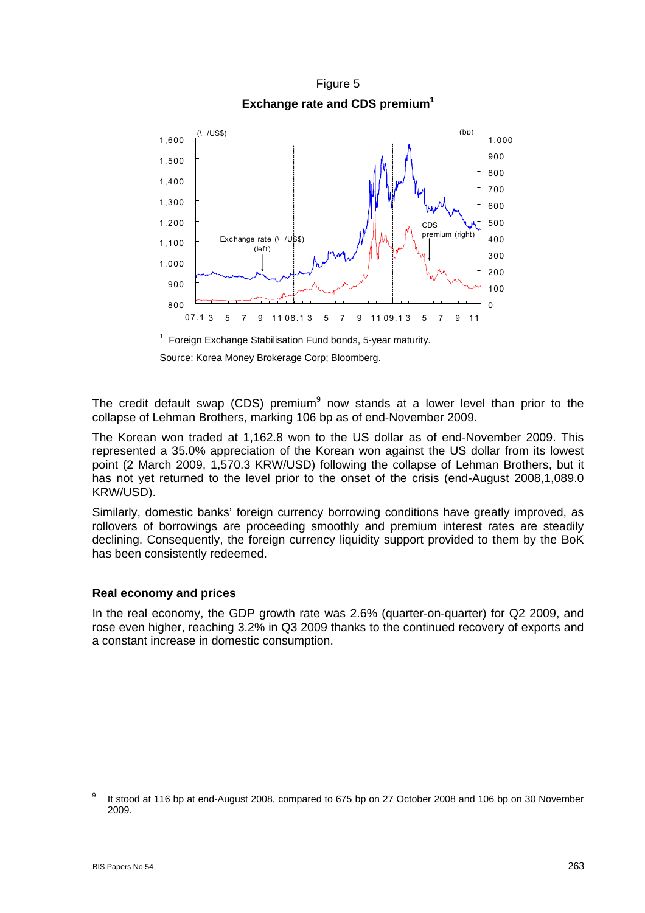Figure 5

**Exchange rate and CDS premium[1]**

[1] Foreign Exchange Stabilisation Fund bonds, 5-year maturity.

Source: Korea Money Brokerage Corp; Bloomberg.

The credit default swap (CDS) premium[9] now stands at a lower level than prior to the collapse of Lehman Brothers, marking 106 bp as of end-November 2009.

The Korean won traded at 1,162.8 won to the US dollar as of end-November 2009. This represented a 35.0% appreciation of the Korean won against the US dollar from its lowest point (2 March 2009, 1,570.3 KRW/USD) following the collapse of Lehman Brothers, but it has not yet returned to the level prior to the onset of the crisis (end-August 2008,1,089.0 KRW/USD).

Similarly, domestic banks' foreign currency borrowing conditions have greatly improved, as rollovers of borrowings are proceeding smoothly and premium interest rates are steadily declining. Consequently, the foreign currency liquidity support provided to them by the BoK has been consistently redeemed.

### Real economy and prices

In the real economy, the GDP growth rate was 2.6% (quarter-on-quarter) for Q2 2009, and rose even higher, reaching 3.2% in Q3 2009 thanks to the continued recovery of exports and a constant increase in domestic consumption.

[9] It stood at 116 bp at end-August 2008, compared to 675 bp on 27 October 2008 and 106 bp on 30 November 2009.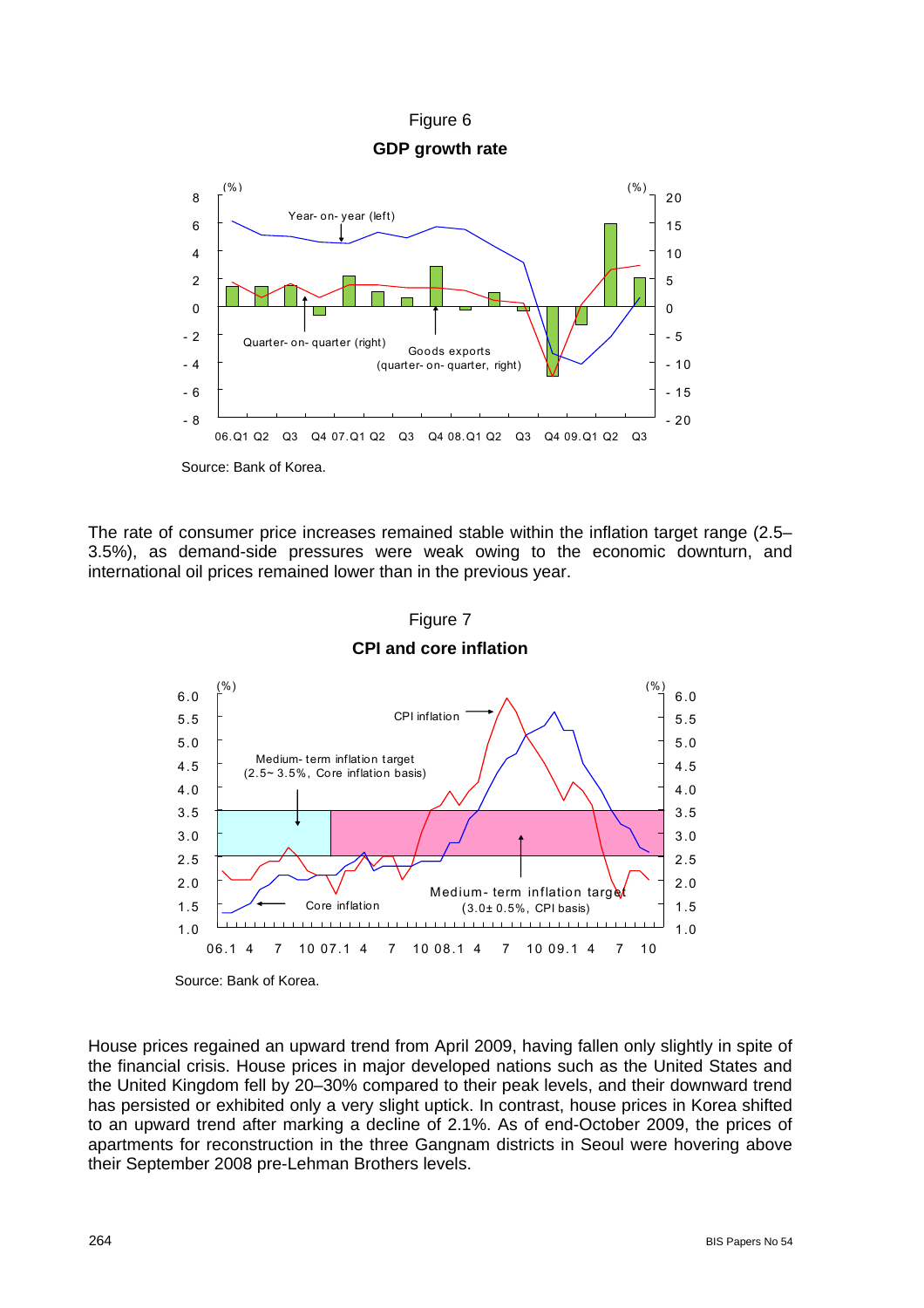Figure 6

**GDP growth rate**

Source: Bank of Korea.

The rate of consumer price increases remained stable within the inflation target range (2.5–3.5%), as demand-side pressures were weak owing to the economic downturn, and international oil prices remained lower than in the previous year.

Figure 7

**CPI and core inflation**

Source: Bank of Korea.

House prices regained an upward trend from April 2009, having fallen only slightly in spite of the financial crisis. House prices in major developed nations such as the United States and the United Kingdom fell by 20–30% compared to their peak levels, and their downward trend has persisted or exhibited only a very slight uptick. In contrast, house prices in Korea shifted to an upward trend after marking a decline of 2.1%. As of end-October 2009, the prices of apartments for reconstruction in the three Gangnam districts in Seoul were hovering above their September 2008 pre-Lehman Brothers levels.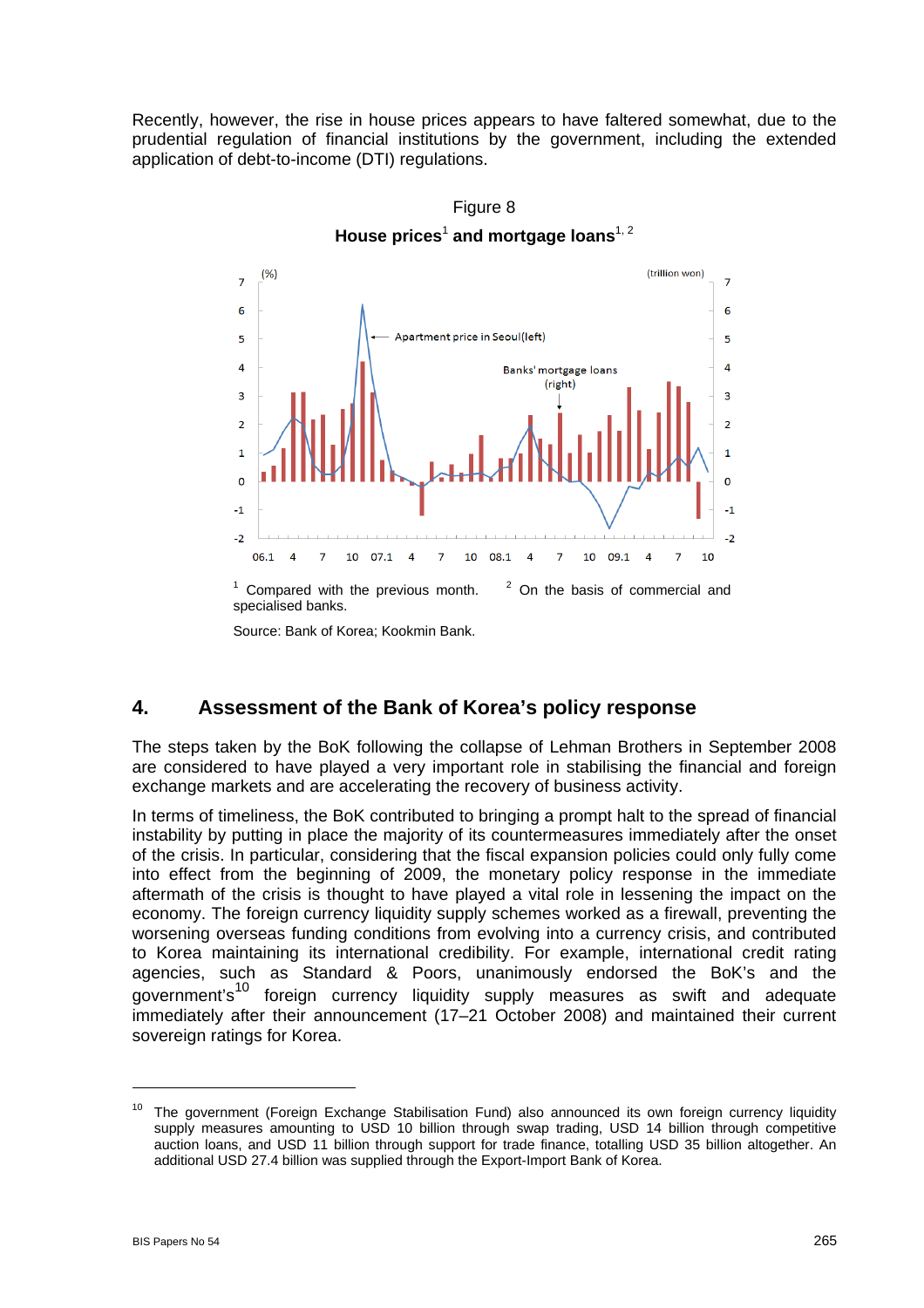Recently, however, the rise in house prices appears to have faltered somewhat, due to the prudential regulation of financial institutions by the government, including the extended application of debt-to-income (DTI) regulations.

Figure 8

**House prices[1] and mortgage loans[1, 2]**

[1] Compared with the previous month. [2] On the basis of commercial and specialised banks.

Source: Bank of Korea; Kookmin Bank.

## 4. Assessment of the Bank of Korea's policy response

The steps taken by the BoK following the collapse of Lehman Brothers in September 2008 are considered to have played a very important role in stabilising the financial and foreign exchange markets and are accelerating the recovery of business activity.

In terms of timeliness, the BoK contributed to bringing a prompt halt to the spread of financial instability by putting in place the majority of its countermeasures immediately after the onset of the crisis. In particular, considering that the fiscal expansion policies could only fully come into effect from the beginning of 2009, the monetary policy response in the immediate aftermath of the crisis is thought to have played a vital role in lessening the impact on the economy. The foreign currency liquidity supply schemes worked as a firewall, preventing the worsening overseas funding conditions from evolving into a currency crisis, and contributed to Korea maintaining its international credibility. For example, international credit rating agencies, such as Standard & Poors, unanimously endorsed the BoK's and the government's[10] foreign currency liquidity supply measures as swift and adequate immediately after their announcement (17–21 October 2008) and maintained their current sovereign ratings for Korea.

---

[10] The government (Foreign Exchange Stabilisation Fund) also announced its own foreign currency liquidity supply measures amounting to USD 10 billion through swap trading, USD 14 billion through competitive auction loans, and USD 11 billion through support for trade finance, totalling USD 35 billion altogether. An additional USD 27.4 billion was supplied through the Export-Import Bank of Korea.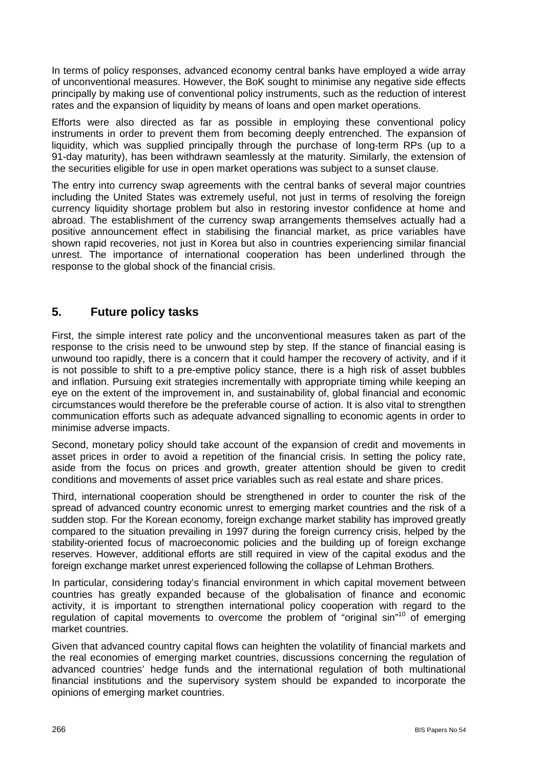In terms of policy responses, advanced economy central banks have employed a wide array of unconventional measures. However, the BoK sought to minimise any negative side effects principally by making use of conventional policy instruments, such as the reduction of interest rates and the expansion of liquidity by means of loans and open market operations.

Efforts were also directed as far as possible in employing these conventional policy instruments in order to prevent them from becoming deeply entrenched. The expansion of liquidity, which was supplied principally through the purchase of long-term RPs (up to a 91-day maturity), has been withdrawn seamlessly at the maturity. Similarly, the extension of the securities eligible for use in open market operations was subject to a sunset clause.

The entry into currency swap agreements with the central banks of several major countries including the United States was extremely useful, not just in terms of resolving the foreign currency liquidity shortage problem but also in restoring investor confidence at home and abroad. The establishment of the currency swap arrangements themselves actually had a positive announcement effect in stabilising the financial market, as price variables have shown rapid recoveries, not just in Korea but also in countries experiencing similar financial unrest. The importance of international cooperation has been underlined through the response to the global shock of the financial crisis.

## 5. Future policy tasks

First, the simple interest rate policy and the unconventional measures taken as part of the response to the crisis need to be unwound step by step. If the stance of financial easing is unwound too rapidly, there is a concern that it could hamper the recovery of activity, and if it is not possible to shift to a pre-emptive policy stance, there is a high risk of asset bubbles and inflation. Pursuing exit strategies incrementally with appropriate timing while keeping an eye on the extent of the improvement in, and sustainability of, global financial and economic circumstances would therefore be the preferable course of action. It is also vital to strengthen communication efforts such as adequate advanced signalling to economic agents in order to minimise adverse impacts.

Second, monetary policy should take account of the expansion of credit and movements in asset prices in order to avoid a repetition of the financial crisis. In setting the policy rate, aside from the focus on prices and growth, greater attention should be given to credit conditions and movements of asset price variables such as real estate and share prices.

Third, international cooperation should be strengthened in order to counter the risk of the spread of advanced country economic unrest to emerging market countries and the risk of a sudden stop. For the Korean economy, foreign exchange market stability has improved greatly compared to the situation prevailing in 1997 during the foreign currency crisis, helped by the stability-oriented focus of macroeconomic policies and the building up of foreign exchange reserves. However, additional efforts are still required in view of the capital exodus and the foreign exchange market unrest experienced following the collapse of Lehman Brothers.

In particular, considering today's financial environment in which capital movement between countries has greatly expanded because of the globalisation of finance and economic activity, it is important to strengthen international policy cooperation with regard to the regulation of capital movements to overcome the problem of "original sin"[10] of emerging market countries.

Given that advanced country capital flows can heighten the volatility of financial markets and the real economies of emerging market countries, discussions concerning the regulation of advanced countries' hedge funds and the international regulation of both multinational financial institutions and the supervisory system should be expanded to incorporate the opinions of emerging market countries.